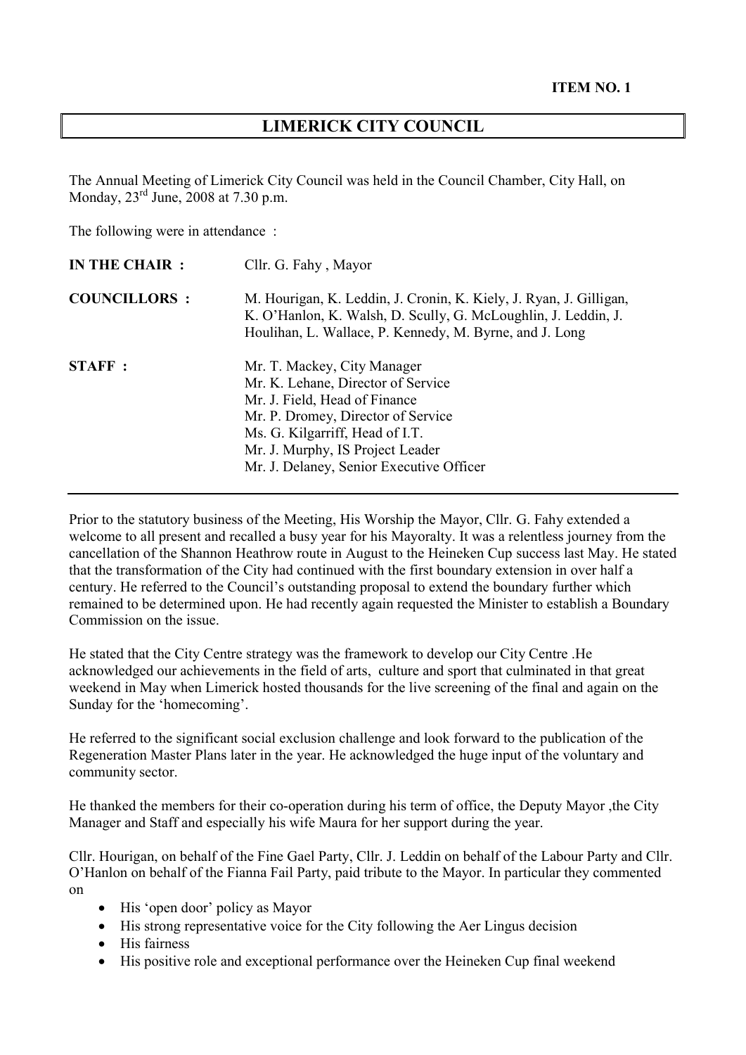**ITEM NO. 1**

# LIMERICK CITY COUNCIL

The Annual Meeting of Limerick City Council was held in the Council Chamber, City Hall, on Monday, 23rd June, 2008 at 7.30 p.m.

The following were in attendance :

| | |
|---|---|
| **IN THE CHAIR :** | Cllr. G. Fahy , Mayor |
| **COUNCILLORS :** | M. Hourigan, K. Leddin, J. Cronin, K. Kiely, J. Ryan, J. Gilligan, K. O'Hanlon, K. Walsh, D. Scully, G. McLoughlin, J. Leddin, J. Houlihan, L. Wallace, P. Kennedy, M. Byrne, and J. Long |
| **STAFF :** | Mr. T. Mackey, City Manager<br>Mr. K. Lehane, Director of Service<br>Mr. J. Field, Head of Finance<br>Mr. P. Dromey, Director of Service<br>Ms. G. Kilgarriff, Head of I.T.<br>Mr. J. Murphy, IS Project Leader<br>Mr. J. Delaney, Senior Executive Officer |

---

Prior to the statutory business of the Meeting, His Worship the Mayor, Cllr. G. Fahy extended a welcome to all present and recalled a busy year for his Mayoralty. It was a relentless journey from the cancellation of the Shannon Heathrow route in August to the Heineken Cup success last May. He stated that the transformation of the City had continued with the first boundary extension in over half a century. He referred to the Council's outstanding proposal to extend the boundary further which remained to be determined upon. He had recently again requested the Minister to establish a Boundary Commission on the issue.

He stated that the City Centre strategy was the framework to develop our City Centre .He acknowledged our achievements in the field of arts, culture and sport that culminated in that great weekend in May when Limerick hosted thousands for the live screening of the final and again on the Sunday for the 'homecoming'.

He referred to the significant social exclusion challenge and look forward to the publication of the Regeneration Master Plans later in the year. He acknowledged the huge input of the voluntary and community sector.

He thanked the members for their co-operation during his term of office, the Deputy Mayor ,the City Manager and Staff and especially his wife Maura for her support during the year.

Cllr. Hourigan, on behalf of the Fine Gael Party, Cllr. J. Leddin on behalf of the Labour Party and Cllr. O'Hanlon on behalf of the Fianna Fail Party, paid tribute to the Mayor. In particular they commented on

- His 'open door' policy as Mayor
- His strong representative voice for the City following the Aer Lingus decision
- His fairness
- His positive role and exceptional performance over the Heineken Cup final weekend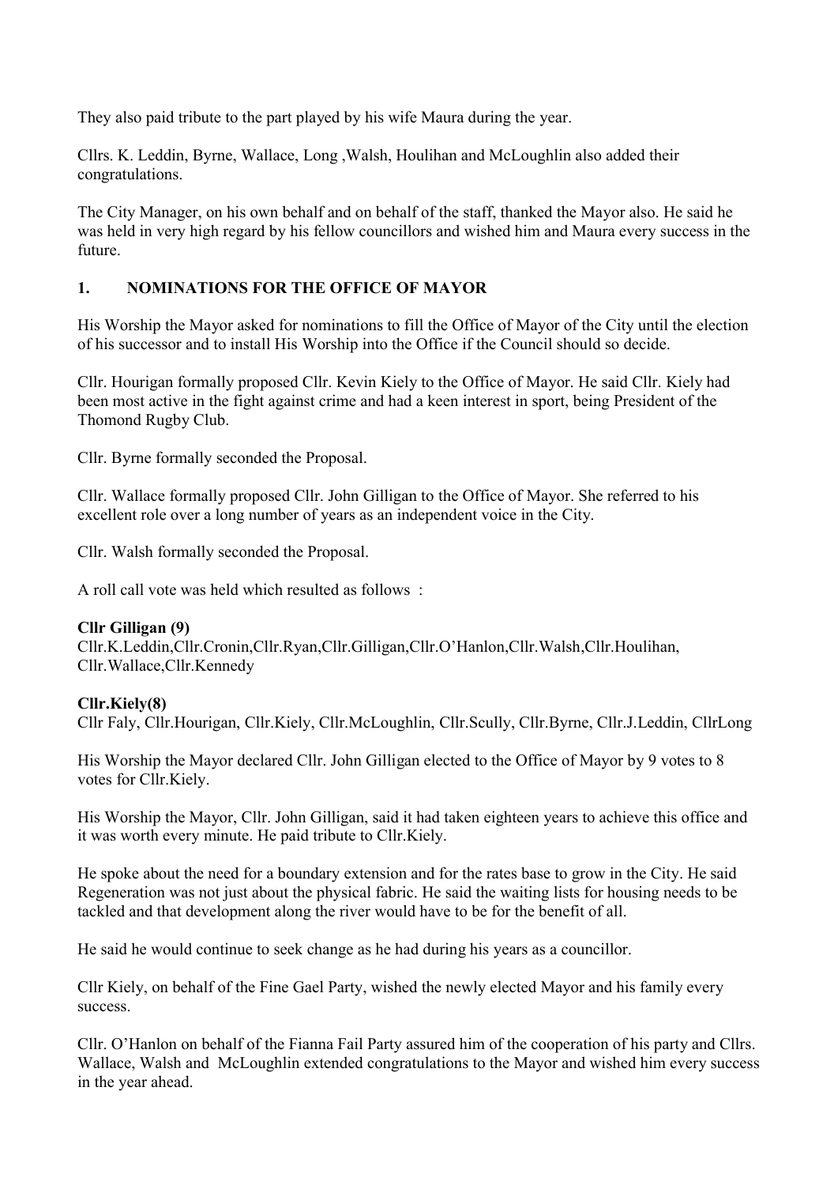They also paid tribute to the part played by his wife Maura during the year.

Cllrs. K. Leddin, Byrne, Wallace, Long ,Walsh, Houlihan and McLoughlin also added their congratulations.

The City Manager, on his own behalf and on behalf of the staff, thanked the Mayor also. He said he was held in very high regard by his fellow councillors and wished him and Maura every success in the future.

## 1. NOMINATIONS FOR THE OFFICE OF MAYOR

His Worship the Mayor asked for nominations to fill the Office of Mayor of the City until the election of his successor and to install His Worship into the Office if the Council should so decide.

Cllr. Hourigan formally proposed Cllr. Kevin Kiely to the Office of Mayor. He said Cllr. Kiely had been most active in the fight against crime and had a keen interest in sport, being President of the Thomond Rugby Club.

Cllr. Byrne formally seconded the Proposal.

Cllr. Wallace formally proposed Cllr. John Gilligan to the Office of Mayor. She referred to his excellent role over a long number of years as an independent voice in the City.

Cllr. Walsh formally seconded the Proposal.

A roll call vote was held which resulted as follows :

**Cllr Gilligan (9)**
Cllr.K.Leddin,Cllr.Cronin,Cllr.Ryan,Cllr.Gilligan,Cllr.O'Hanlon,Cllr.Walsh,Cllr.Houlihan, Cllr.Wallace,Cllr.Kennedy

**Cllr.Kiely(8)**
Cllr Faly, Cllr.Hourigan, Cllr.Kiely, Cllr.McLoughlin, Cllr.Scully, Cllr.Byrne, Cllr.J.Leddin, CllrLong

His Worship the Mayor declared Cllr. John Gilligan elected to the Office of Mayor by 9 votes to 8 votes for Cllr.Kiely.

His Worship the Mayor, Cllr. John Gilligan, said it had taken eighteen years to achieve this office and it was worth every minute. He paid tribute to Cllr.Kiely.

He spoke about the need for a boundary extension and for the rates base to grow in the City. He said Regeneration was not just about the physical fabric. He said the waiting lists for housing needs to be tackled and that development along the river would have to be for the benefit of all.

He said he would continue to seek change as he had during his years as a councillor.

Cllr Kiely, on behalf of the Fine Gael Party, wished the newly elected Mayor and his family every success.

Cllr. O'Hanlon on behalf of the Fianna Fail Party assured him of the cooperation of his party and Cllrs. Wallace, Walsh and McLoughlin extended congratulations to the Mayor and wished him every success in the year ahead.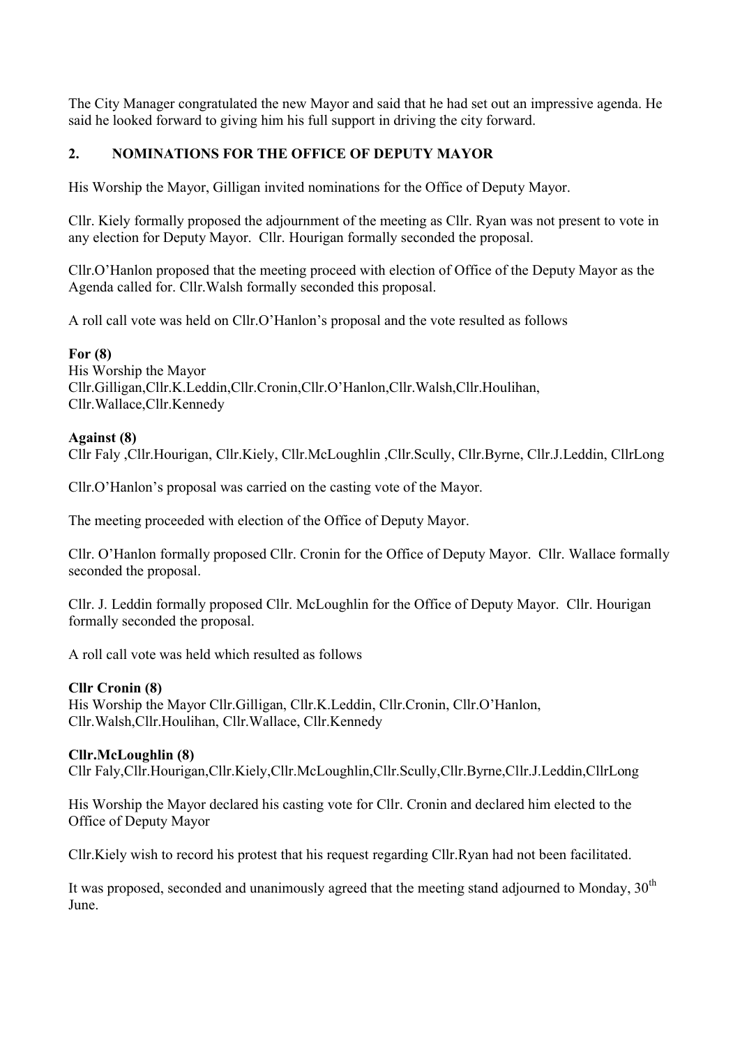The City Manager congratulated the new Mayor and said that he had set out an impressive agenda. He said he looked forward to giving him his full support in driving the city forward.

## 2. NOMINATIONS FOR THE OFFICE OF DEPUTY MAYOR

His Worship the Mayor, Gilligan invited nominations for the Office of Deputy Mayor.

Cllr. Kiely formally proposed the adjournment of the meeting as Cllr. Ryan was not present to vote in any election for Deputy Mayor. Cllr. Hourigan formally seconded the proposal.

Cllr.O'Hanlon proposed that the meeting proceed with election of Office of the Deputy Mayor as the Agenda called for. Cllr.Walsh formally seconded this proposal.

A roll call vote was held on Cllr.O'Hanlon's proposal and the vote resulted as follows

**For (8)**
His Worship the Mayor
Cllr.Gilligan,Cllr.K.Leddin,Cllr.Cronin,Cllr.O'Hanlon,Cllr.Walsh,Cllr.Houlihan,
Cllr.Wallace,Cllr.Kennedy

**Against (8)**
Cllr Faly ,Cllr.Hourigan, Cllr.Kiely, Cllr.McLoughlin ,Cllr.Scully, Cllr.Byrne, Cllr.J.Leddin, CllrLong

Cllr.O'Hanlon's proposal was carried on the casting vote of the Mayor.

The meeting proceeded with election of the Office of Deputy Mayor.

Cllr. O'Hanlon formally proposed Cllr. Cronin for the Office of Deputy Mayor. Cllr. Wallace formally seconded the proposal.

Cllr. J. Leddin formally proposed Cllr. McLoughlin for the Office of Deputy Mayor. Cllr. Hourigan formally seconded the proposal.

A roll call vote was held which resulted as follows

**Cllr Cronin (8)**
His Worship the Mayor Cllr.Gilligan, Cllr.K.Leddin, Cllr.Cronin, Cllr.O'Hanlon,
Cllr.Walsh,Cllr.Houlihan, Cllr.Wallace, Cllr.Kennedy

**Cllr.McLoughlin (8)**
Cllr Faly,Cllr.Hourigan,Cllr.Kiely,Cllr.McLoughlin,Cllr.Scully,Cllr.Byrne,Cllr.J.Leddin,CllrLong

His Worship the Mayor declared his casting vote for Cllr. Cronin and declared him elected to the Office of Deputy Mayor

Cllr.Kiely wish to record his protest that his request regarding Cllr.Ryan had not been facilitated.

It was proposed, seconded and unanimously agreed that the meeting stand adjourned to Monday, 30th June.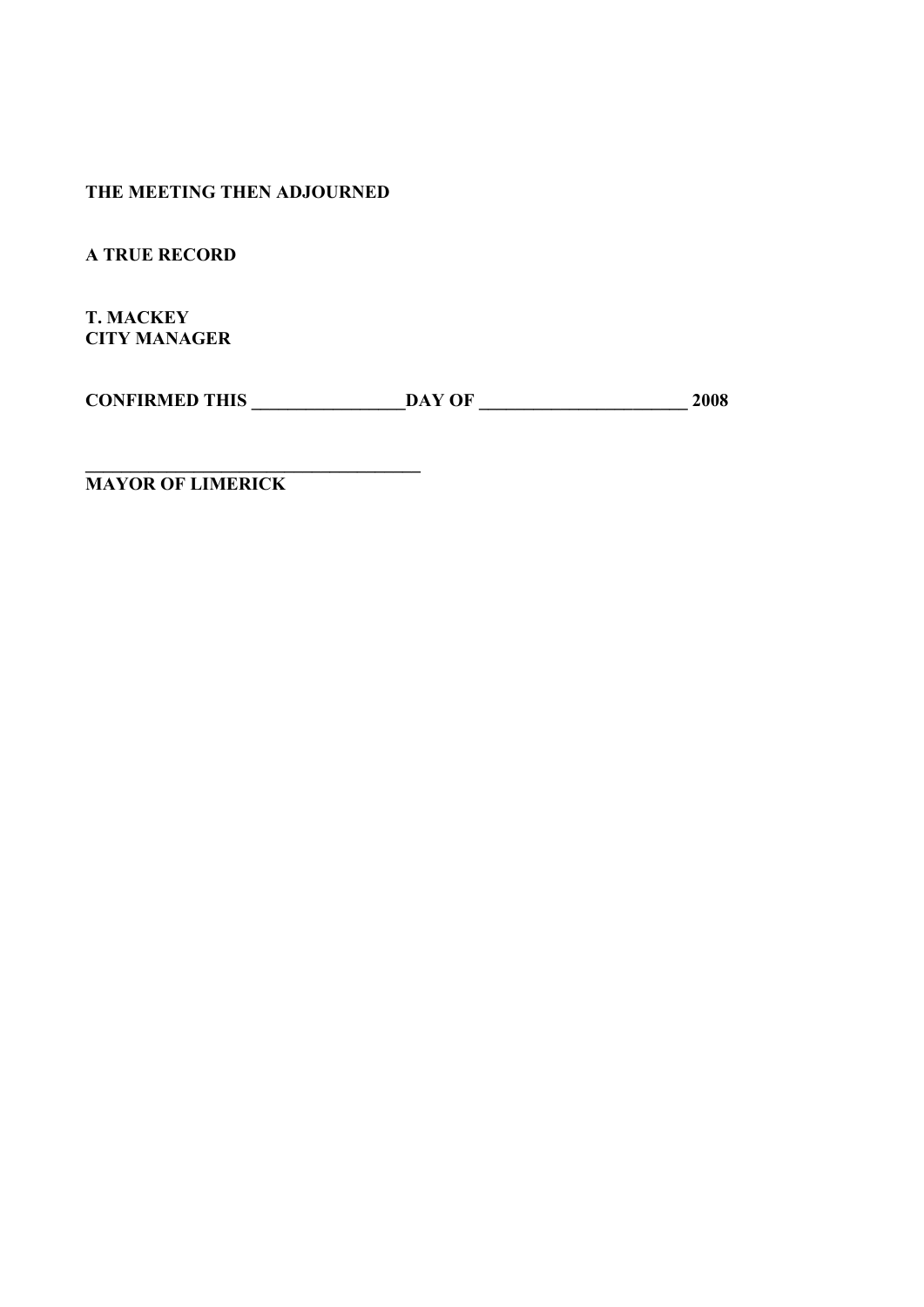**THE MEETING THEN ADJOURNED**

**A TRUE RECORD**

**T. MACKEY**
**CITY MANAGER**

**CONFIRMED THIS \_\_\_\_\_\_\_\_\_\_\_\_\_\_\_\_\_DAY OF \_\_\_\_\_\_\_\_\_\_\_\_\_\_\_\_\_\_\_\_\_\_\_ 2008**

**\_\_\_\_\_\_\_\_\_\_\_\_\_\_\_\_\_\_\_\_\_\_\_\_\_\_\_\_\_\_\_\_\_\_\_\_\_\_**
**MAYOR OF LIMERICK**